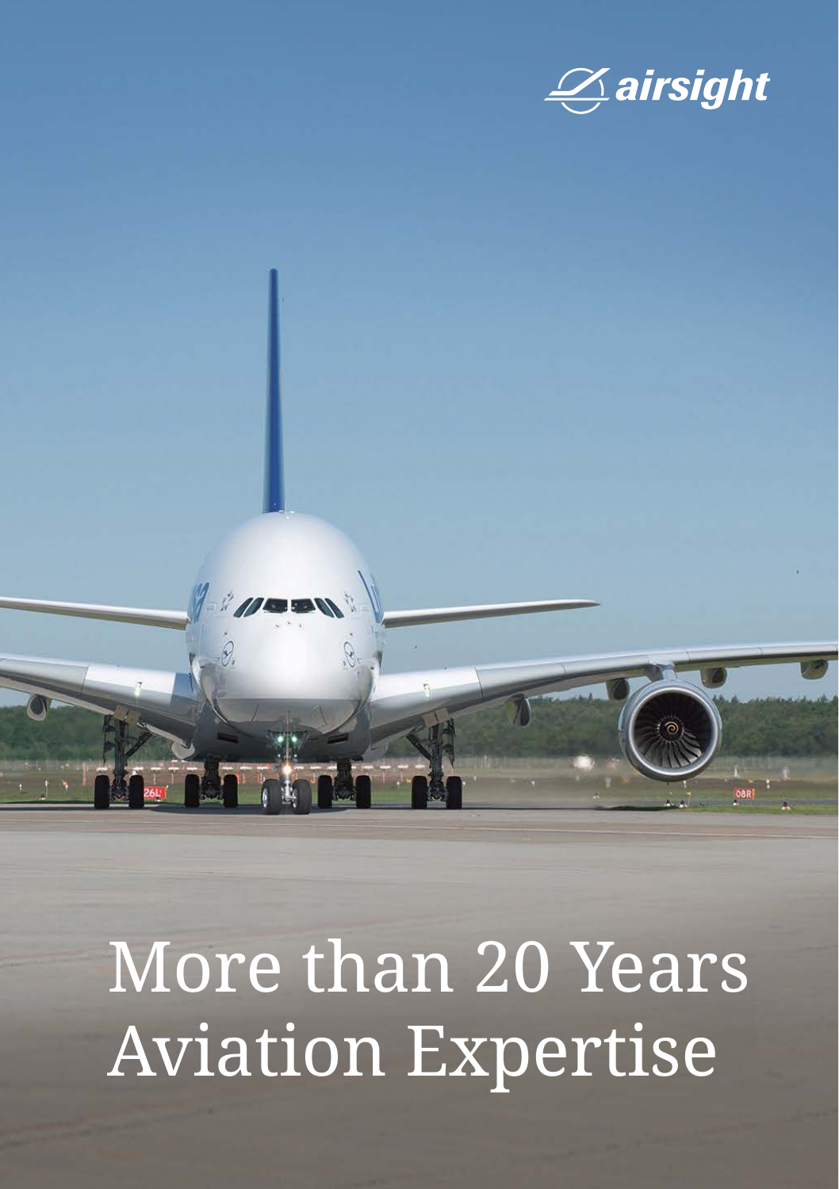airsight

# More than 20 Years Aviation Expertise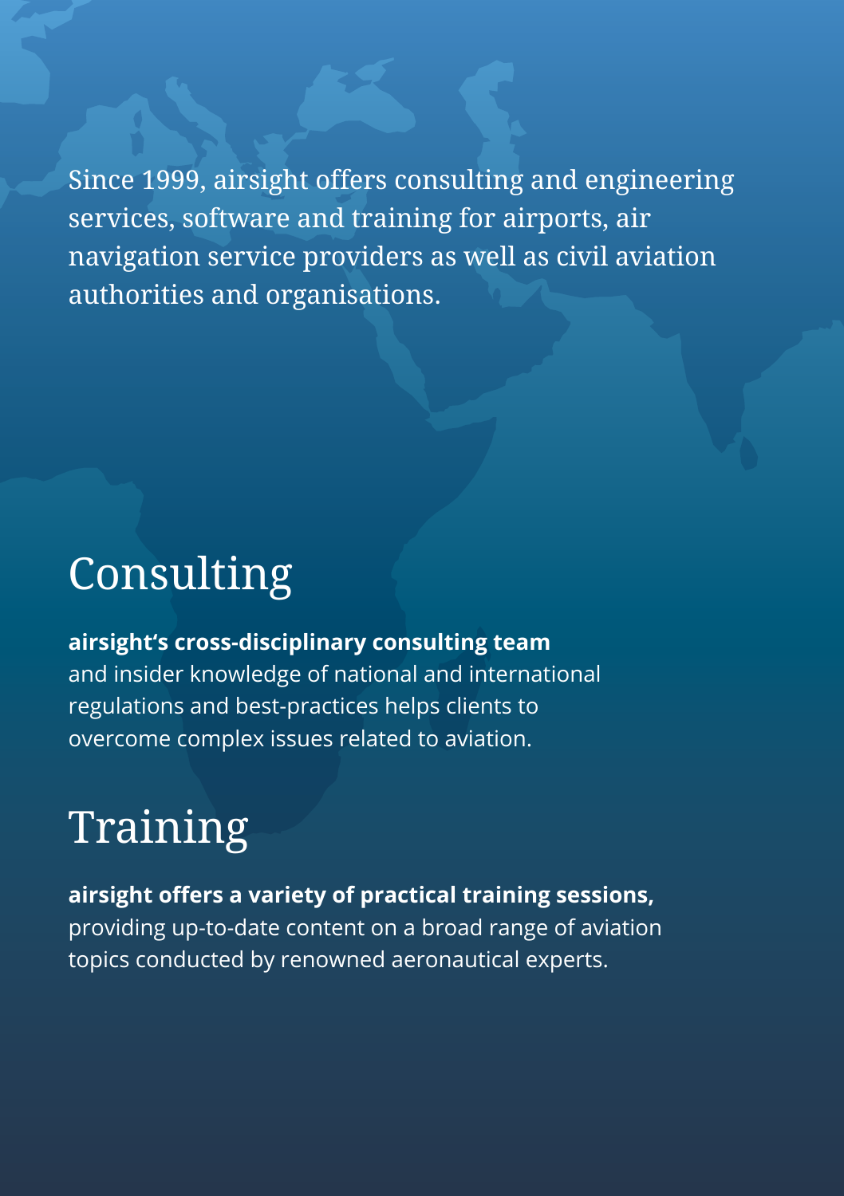Since 1999, airsight offers consulting and engineering services, software and training for airports, air navigation service providers as well as civil aviation authorities and organisations.

# Consulting

**airsight's cross-disciplinary consulting team** and insider knowledge of national and international regulations and best-practices helps clients to overcome complex issues related to aviation.

# Training

**airsight offers a variety of practical training sessions,** providing up-to-date content on a broad range of aviation topics conducted by renowned aeronautical experts.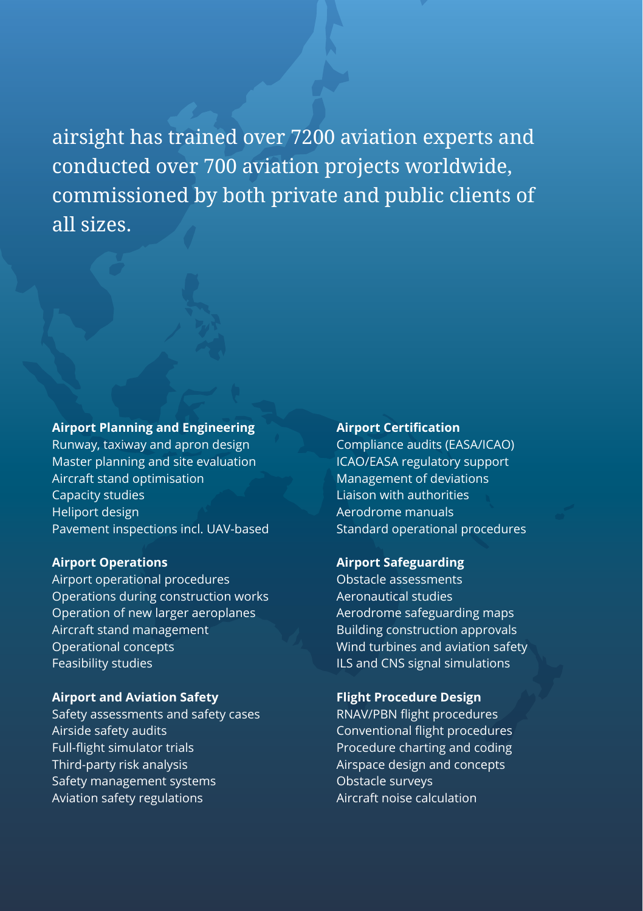airsight has trained over 7200 aviation experts and conducted over 700 aviation projects worldwide, commissioned by both private and public clients of all sizes.

**Airport Planning and Engineering**

Runway, taxiway and apron design
Master planning and site evaluation
Aircraft stand optimisation
Capacity studies
Heliport design
Pavement inspections incl. UAV-based

**Airport Operations**

Airport operational procedures
Operations during construction works
Operation of new larger aeroplanes
Aircraft stand management
Operational concepts
Feasibility studies

**Airport and Aviation Safety**

Safety assessments and safety cases
Airside safety audits
Full-flight simulator trials
Third-party risk analysis
Safety management systems
Aviation safety regulations

**Airport Certification**

Compliance audits (EASA/ICAO)
ICAO/EASA regulatory support
Management of deviations
Liaison with authorities
Aerodrome manuals
Standard operational procedures

**Airport Safeguarding**

Obstacle assessments
Aeronautical studies
Aerodrome safeguarding maps
Building construction approvals
Wind turbines and aviation safety
ILS and CNS signal simulations

**Flight Procedure Design**

RNAV/PBN flight procedures
Conventional flight procedures
Procedure charting and coding
Airspace design and concepts
Obstacle surveys
Aircraft noise calculation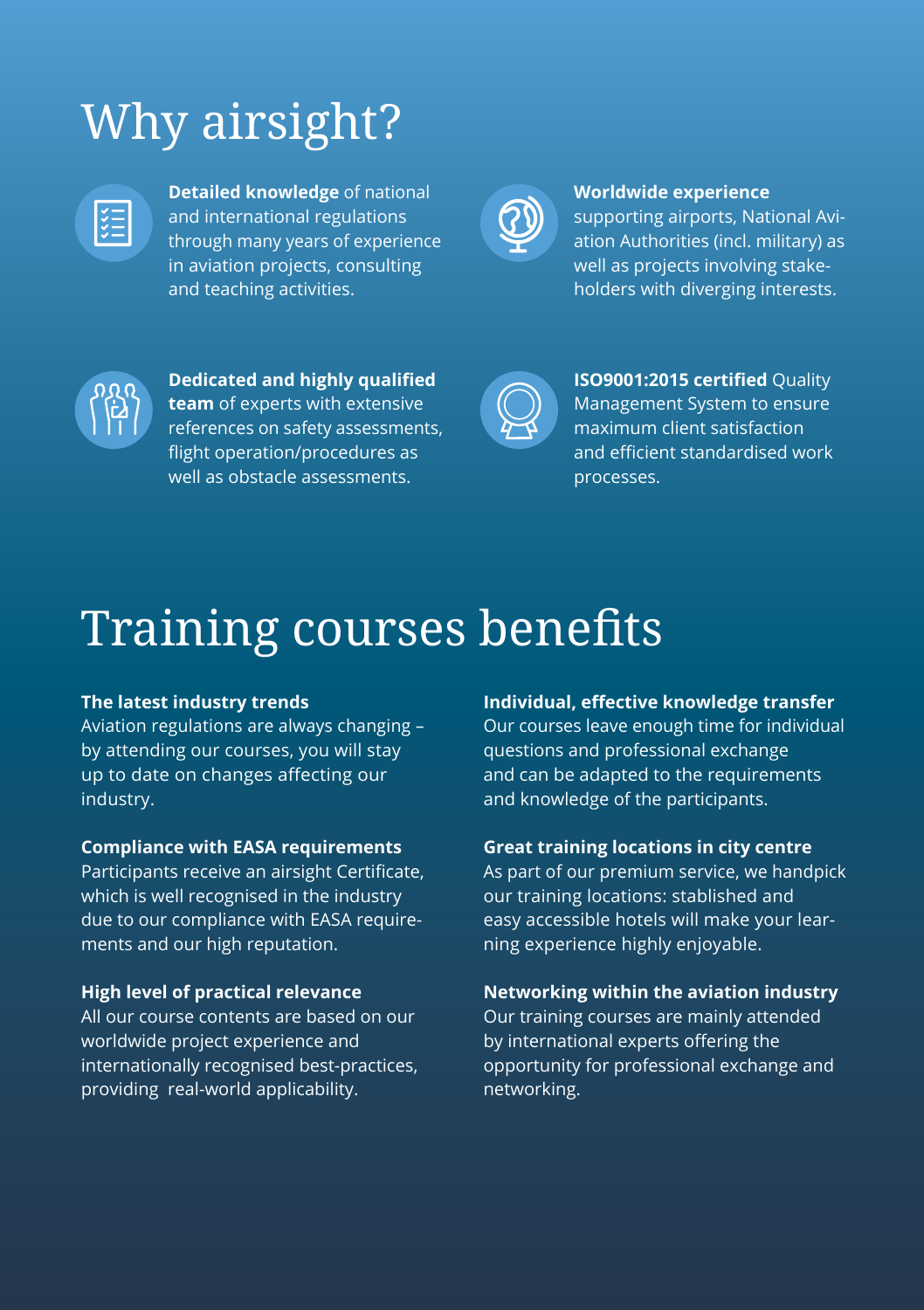# Why airsight?

**Detailed knowledge** of national and international regulations through many years of experience in aviation projects, consulting and teaching activities.

**Worldwide experience** supporting airports, National Aviation Authorities (incl. military) as well as projects involving stakeholders with diverging interests.

**Dedicated and highly qualified team** of experts with extensive references on safety assessments, flight operation/procedures as well as obstacle assessments.

**ISO9001:2015 certified** Quality Management System to ensure maximum client satisfaction and efficient standardised work processes.

# Training courses benefits

**The latest industry trends**
Aviation regulations are always changing – by attending our courses, you will stay up to date on changes affecting our industry.

**Compliance with EASA requirements**
Participants receive an airsight Certificate, which is well recognised in the industry due to our compliance with EASA requirements and our high reputation.

**High level of practical relevance**
All our course contents are based on our worldwide project experience and internationally recognised best-practices, providing real-world applicability.

**Individual, effective knowledge transfer**
Our courses leave enough time for individual questions and professional exchange and can be adapted to the requirements and knowledge of the participants.

**Great training locations in city centre**
As part of our premium service, we handpick our training locations: stablished and easy accessible hotels will make your learning experience highly enjoyable.

**Networking within the aviation industry**
Our training courses are mainly attended by international experts offering the opportunity for professional exchange and networking.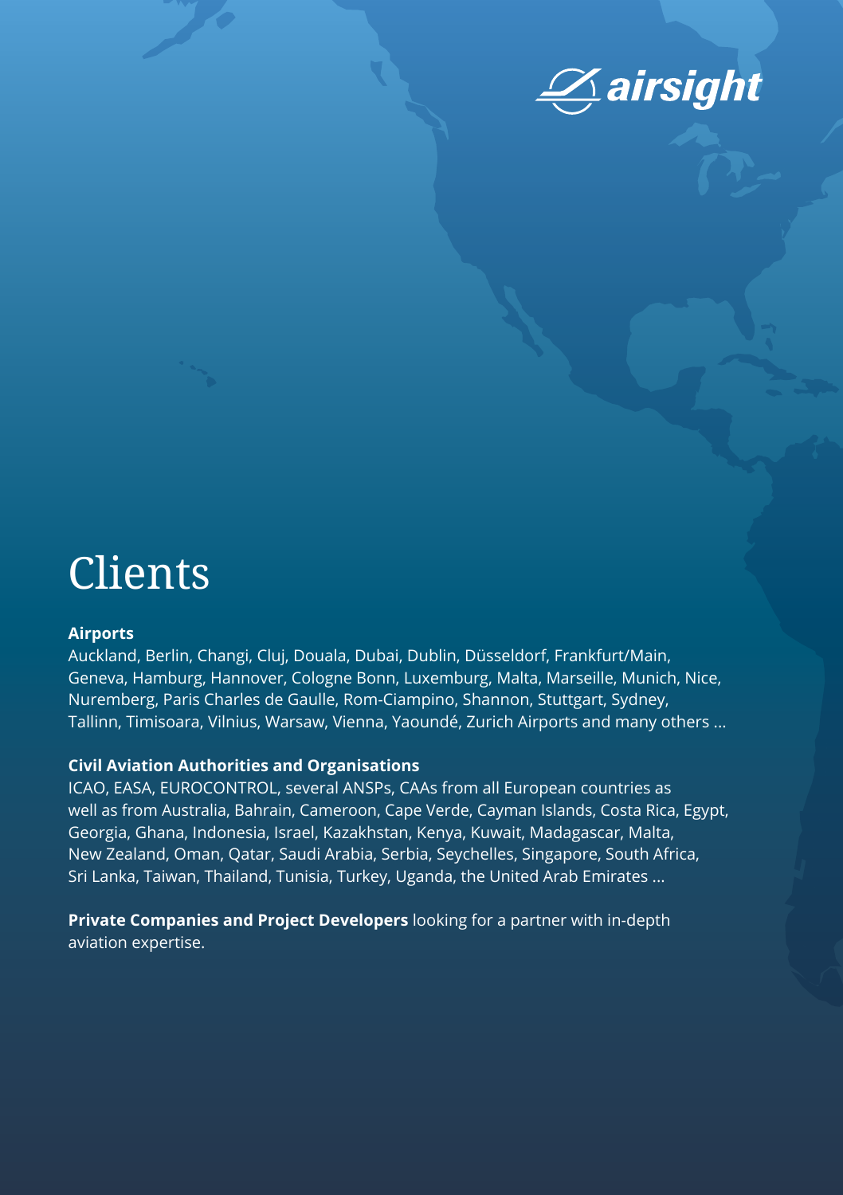airsight

# Clients

**Airports**

Auckland, Berlin, Changi, Cluj, Douala, Dubai, Dublin, Düsseldorf, Frankfurt/Main, Geneva, Hamburg, Hannover, Cologne Bonn, Luxemburg, Malta, Marseille, Munich, Nice, Nuremberg, Paris Charles de Gaulle, Rom-Ciampino, Shannon, Stuttgart, Sydney, Tallinn, Timisoara, Vilnius, Warsaw, Vienna, Yaoundé, Zurich Airports and many others ...

**Civil Aviation Authorities and Organisations**

ICAO, EASA, EUROCONTROL, several ANSPs, CAAs from all European countries as well as from Australia, Bahrain, Cameroon, Cape Verde, Cayman Islands, Costa Rica, Egypt, Georgia, Ghana, Indonesia, Israel, Kazakhstan, Kenya, Kuwait, Madagascar, Malta, New Zealand, Oman, Qatar, Saudi Arabia, Serbia, Seychelles, Singapore, South Africa, Sri Lanka, Taiwan, Thailand, Tunisia, Turkey, Uganda, the United Arab Emirates ...

**Private Companies and Project Developers** looking for a partner with in-depth aviation expertise.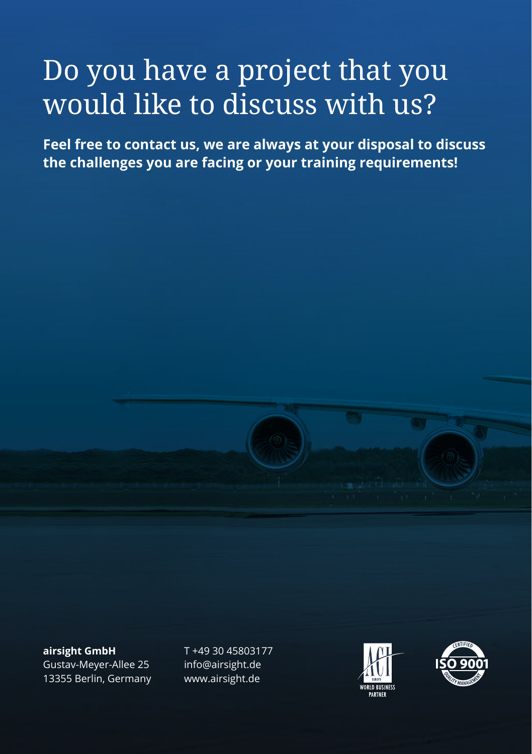# Do you have a project that you would like to discuss with us?

**Feel free to contact us, we are always at your disposal to discuss the challenges you are facing or your training requirements!**

**airsight GmbH**
Gustav-Meyer-Allee 25
13355 Berlin, Germany

T +49 30 45803177
info@airsight.de
www.airsight.de